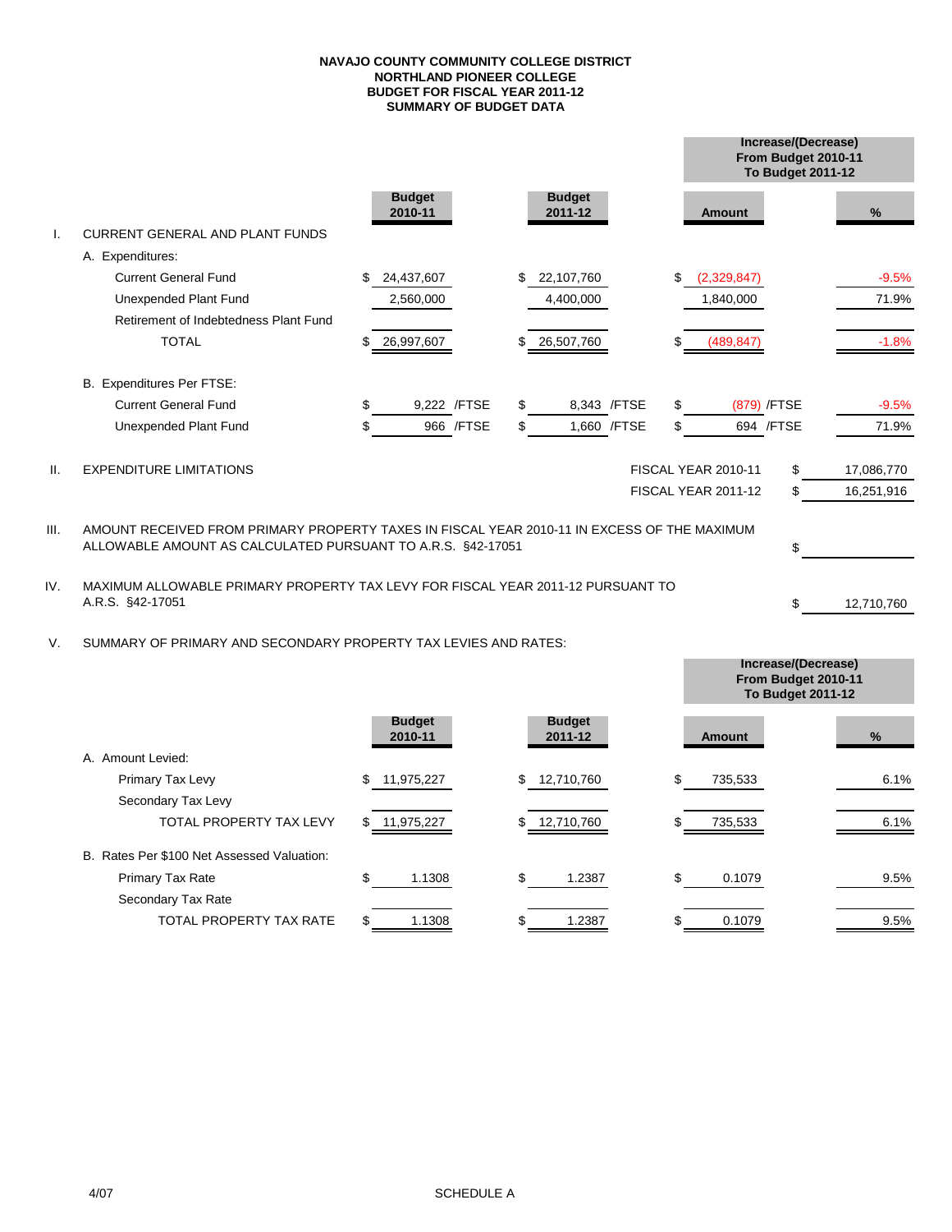# NAVAJO COUNTY COMMUNITY COLLEGE DISTRICT
## NORTHLAND PIONEER COLLEGE
## BUDGET FOR FISCAL YEAR 2011-12
## SUMMARY OF BUDGET DATA

| | | Budget 2010-11 | Budget 2011-12 | Increase/(Decrease) From Budget 2010-11 To Budget 2011-12 Amount | % |
|---|---|---|---|---|---|
| I. | CURRENT GENERAL AND PLANT FUNDS | | | | |
| | A. Expenditures: | | | | |
| | Current General Fund | $ 24,437,607 | $ 22,107,760 | $ (2,329,847) | -9.5% |
| | Unexpended Plant Fund | 2,560,000 | 4,400,000 | 1,840,000 | 71.9% |
| | Retirement of Indebtedness Plant Fund | | | | |
| | TOTAL | $ 26,997,607 | $ 26,507,760 | $ (489,847) | -1.8% |
| | B. Expenditures Per FTSE: | | | | |
| | Current General Fund | $ 9,222 /FTSE | $ 8,343 /FTSE | $ (879) /FTSE | -9.5% |
| | Unexpended Plant Fund | $ 966 /FTSE | $ 1,660 /FTSE | $ 694 /FTSE | 71.9% |

II. EXPENDITURE LIMITATIONS

| | |
|---|---|
| FISCAL YEAR 2010-11 | $ 17,086,770 |
| FISCAL YEAR 2011-12 | $ 16,251,916 |

III. AMOUNT RECEIVED FROM PRIMARY PROPERTY TAXES IN FISCAL YEAR 2010-11 IN EXCESS OF THE MAXIMUM ALLOWABLE AMOUNT AS CALCULATED PURSUANT TO A.R.S. §42-17051 $ ______

IV. MAXIMUM ALLOWABLE PRIMARY PROPERTY TAX LEVY FOR FISCAL YEAR 2011-12 PURSUANT TO A.R.S. §42-17051 $ 12,710,760

V. SUMMARY OF PRIMARY AND SECONDARY PROPERTY TAX LEVIES AND RATES:

| | Budget 2010-11 | Budget 2011-12 | Increase/(Decrease) From Budget 2010-11 To Budget 2011-12 Amount | % |
|---|---|---|---|---|
| A. Amount Levied: | | | | |
| Primary Tax Levy | $ 11,975,227 | $ 12,710,760 | $ 735,533 | 6.1% |
| Secondary Tax Levy | | | | |
| TOTAL PROPERTY TAX LEVY | $ 11,975,227 | $ 12,710,760 | $ 735,533 | 6.1% |
| B. Rates Per $100 Net Assessed Valuation: | | | | |
| Primary Tax Rate | $ 1.1308 | $ 1.2387 | $ 0.1079 | 9.5% |
| Secondary Tax Rate | | | | |
| TOTAL PROPERTY TAX RATE | $ 1.1308 | $ 1.2387 | $ 0.1079 | 9.5% |

4/07

SCHEDULE A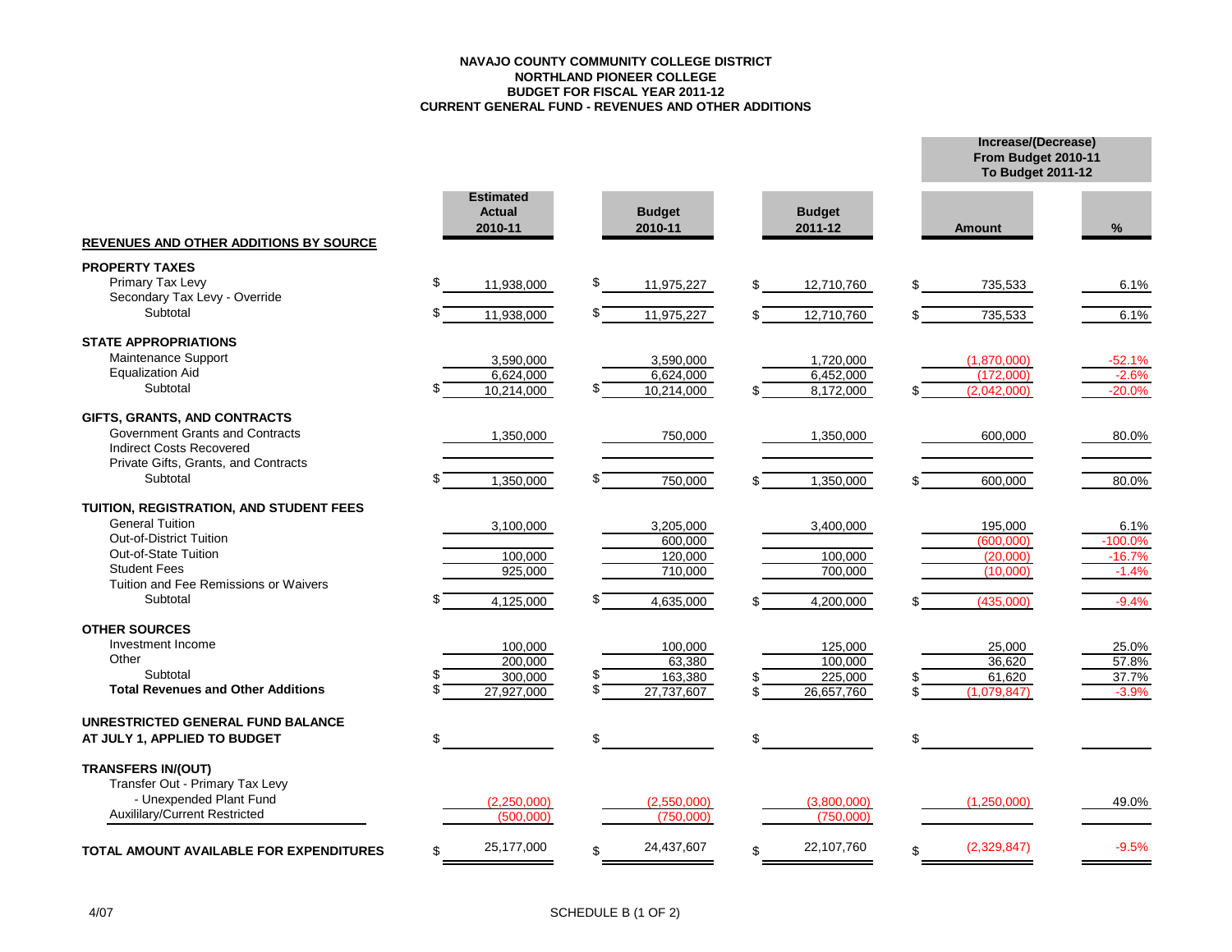**NAVAJO COUNTY COMMUNITY COLLEGE DISTRICT**
**NORTHLAND PIONEER COLLEGE**
**BUDGET FOR FISCAL YEAR 2011-12**
**CURRENT GENERAL FUND - REVENUES AND OTHER ADDITIONS**

| REVENUES AND OTHER ADDITIONS BY SOURCE | Estimated Actual 2010-11 | Budget 2010-11 | Budget 2011-12 | Increase/(Decrease) From Budget 2010-11 To Budget 2011-12 Amount | % |
|---|---|---|---|---|---|
| **PROPERTY TAXES** | | | | | |
| Primary Tax Levy | $ 11,938,000 | $ 11,975,227 | $ 12,710,760 | $ 735,533 | 6.1% |
| Secondary Tax Levy - Override | | | | | |
| Subtotal | $ 11,938,000 | $ 11,975,227 | $ 12,710,760 | $ 735,533 | 6.1% |
| **STATE APPROPRIATIONS** | | | | | |
| Maintenance Support | 3,590,000 | 3,590,000 | 1,720,000 | (1,870,000) | -52.1% |
| Equalization Aid | 6,624,000 | 6,624,000 | 6,452,000 | (172,000) | -2.6% |
| Subtotal | $ 10,214,000 | $ 10,214,000 | $ 8,172,000 | $ (2,042,000) | -20.0% |
| **GIFTS, GRANTS, AND CONTRACTS** | | | | | |
| Government Grants and Contracts | 1,350,000 | 750,000 | 1,350,000 | 600,000 | 80.0% |
| Indirect Costs Recovered | | | | | |
| Private Gifts, Grants, and Contracts | | | | | |
| Subtotal | $ 1,350,000 | $ 750,000 | $ 1,350,000 | $ 600,000 | 80.0% |
| **TUITION, REGISTRATION, AND STUDENT FEES** | | | | | |
| General Tuition | 3,100,000 | 3,205,000 | 3,400,000 | 195,000 | 6.1% |
| Out-of-District Tuition | | 600,000 | | (600,000) | -100.0% |
| Out-of-State Tuition | 100,000 | 120,000 | 100,000 | (20,000) | -16.7% |
| Student Fees | 925,000 | 710,000 | 700,000 | (10,000) | -1.4% |
| Tuition and Fee Remissions or Waivers | | | | | |
| Subtotal | $ 4,125,000 | $ 4,635,000 | $ 4,200,000 | $ (435,000) | -9.4% |
| **OTHER SOURCES** | | | | | |
| Investment Income | 100,000 | 100,000 | 125,000 | 25,000 | 25.0% |
| Other | 200,000 | 63,380 | 100,000 | 36,620 | 57.8% |
| Subtotal | $ 300,000 | $ 163,380 | $ 225,000 | $ 61,620 | 37.7% |
| **Total Revenues and Other Additions** | $ 27,927,000 | $ 27,737,607 | $ 26,657,760 | $ (1,079,847) | -3.9% |
| **UNRESTRICTED GENERAL FUND BALANCE AT JULY 1, APPLIED TO BUDGET** | $ | $ | $ | $ | |
| **TRANSFERS IN/(OUT)** | | | | | |
| Transfer Out - Primary Tax Levy - Unexpended Plant Fund | (2,250,000) | (2,550,000) | (3,800,000) | (1,250,000) | 49.0% |
| Auxililary/Current Restricted | (500,000) | (750,000) | (750,000) | | |
| **TOTAL AMOUNT AVAILABLE FOR EXPENDITURES** | $ 25,177,000 | $ 24,437,607 | $ 22,107,760 | $ (2,329,847) | -9.5% |

4/07

SCHEDULE B (1 OF 2)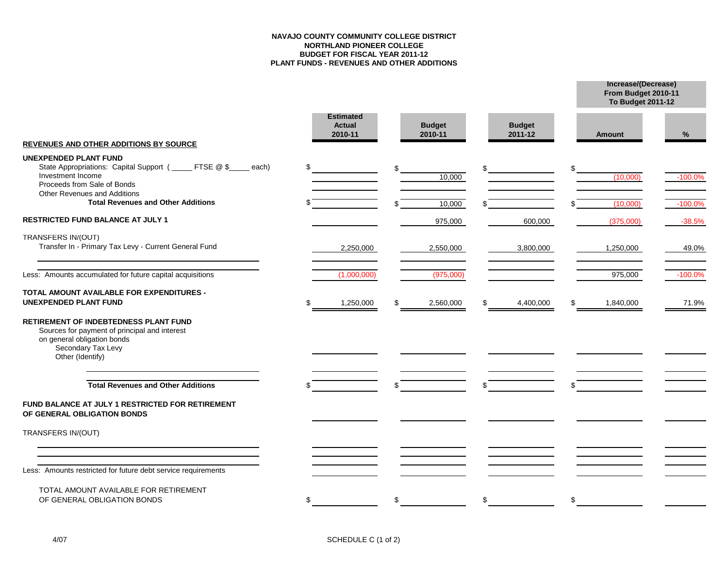**NAVAJO COUNTY COMMUNITY COLLEGE DISTRICT**
**NORTHLAND PIONEER COLLEGE**
**BUDGET FOR FISCAL YEAR 2011-12**
**PLANT FUNDS - REVENUES AND OTHER ADDITIONS**

| | Estimated Actual 2010-11 | Budget 2010-11 | Budget 2011-12 | Increase/(Decrease) From Budget 2010-11 To Budget 2011-12 Amount | % |
|---|---|---|---|---|---|
| **REVENUES AND OTHER ADDITIONS BY SOURCE** | | | | | |
| **UNEXPENDED PLANT FUND** | | | | | |
| State Appropriations: Capital Support ( _____ FTSE @ $_____ each) | $ | $ | $ | $ | |
| Investment Income | | 10,000 | | (10,000) | -100.0% |
| Proceeds from Sale of Bonds | | | | | |
| Other Revenues and Additions | | | | | |
| **Total Revenues and Other Additions** | $ | $ 10,000 | $ | $ (10,000) | -100.0% |
| **RESTRICTED FUND BALANCE AT JULY 1** | | 975,000 | 600,000 | (375,000) | -38.5% |
| TRANSFERS IN/(OUT) | | | | | |
| Transfer In - Primary Tax Levy - Current General Fund | 2,250,000 | 2,550,000 | 3,800,000 | 1,250,000 | 49.0% |
| | | | | | |
| | | | | | |
| Less: Amounts accumulated for future capital acquisitions | (1,000,000) | (975,000) | | 975,000 | -100.0% |
| **TOTAL AMOUNT AVAILABLE FOR EXPENDITURES - UNEXPENDED PLANT FUND** | $ 1,250,000 | $ 2,560,000 | $ 4,400,000 | $ 1,840,000 | 71.9% |
| **RETIREMENT OF INDEBTEDNESS PLANT FUND** | | | | | |
| Sources for payment of principal and interest on general obligation bonds | | | | | |
| Secondary Tax Levy | | | | | |
| Other (Identify) | | | | | |
| | | | | | |
| | | | | | |
| **Total Revenues and Other Additions** | $ | $ | $ | $ | |
| **FUND BALANCE AT JULY 1 RESTRICTED FOR RETIREMENT OF GENERAL OBLIGATION BONDS** | | | | | |
| TRANSFERS IN/(OUT) | | | | | |
| | | | | | |
| | | | | | |
| | | | | | |
| Less: Amounts restricted for future debt service requirements | | | | | |
| TOTAL AMOUNT AVAILABLE FOR RETIREMENT OF GENERAL OBLIGATION BONDS | $ | $ | $ | $ | |

4/07

SCHEDULE C (1 of 2)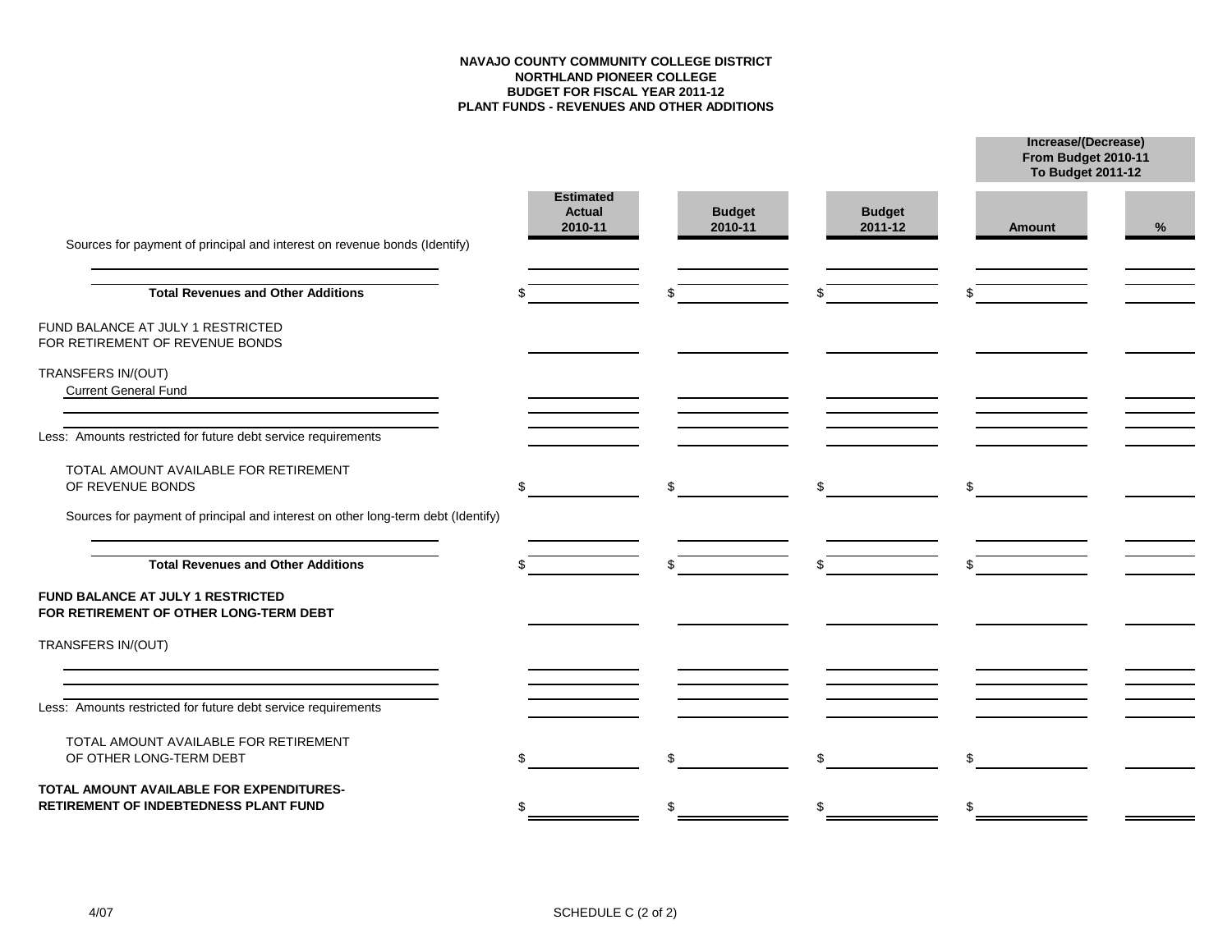**NAVAJO COUNTY COMMUNITY COLLEGE DISTRICT**
**NORTHLAND PIONEER COLLEGE**
**BUDGET FOR FISCAL YEAR 2011-12**
**PLANT FUNDS - REVENUES AND OTHER ADDITIONS**

| | Estimated Actual 2010-11 | Budget 2010-11 | Budget 2011-12 | Increase/(Decrease) From Budget 2010-11 To Budget 2011-12 | |
|---|---|---|---|---|---|
| | | | | Amount | % |
| Sources for payment of principal and interest on revenue bonds (Identify) | | | | | |
| | | | | | |
| **Total Revenues and Other Additions** | $ | $ | $ | $ | |
| FUND BALANCE AT JULY 1 RESTRICTED FOR RETIREMENT OF REVENUE BONDS | | | | | |
| TRANSFERS IN/(OUT) | | | | | |
| Current General Fund | | | | | |
| | | | | | |
| Less: Amounts restricted for future debt service requirements | | | | | |
| TOTAL AMOUNT AVAILABLE FOR RETIREMENT OF REVENUE BONDS | $ | $ | $ | $ | |
| Sources for payment of principal and interest on other long-term debt (Identify) | | | | | |
| | | | | | |
| **Total Revenues and Other Additions** | $ | $ | $ | $ | |
| **FUND BALANCE AT JULY 1 RESTRICTED FOR RETIREMENT OF OTHER LONG-TERM DEBT** | | | | | |
| TRANSFERS IN/(OUT) | | | | | |
| | | | | | |
| | | | | | |
| Less: Amounts restricted for future debt service requirements | | | | | |
| TOTAL AMOUNT AVAILABLE FOR RETIREMENT OF OTHER LONG-TERM DEBT | $ | $ | $ | $ | |
| **TOTAL AMOUNT AVAILABLE FOR EXPENDITURES-RETIREMENT OF INDEBTEDNESS PLANT FUND** | $ | $ | $ | $ | |

4/07

SCHEDULE C (2 of 2)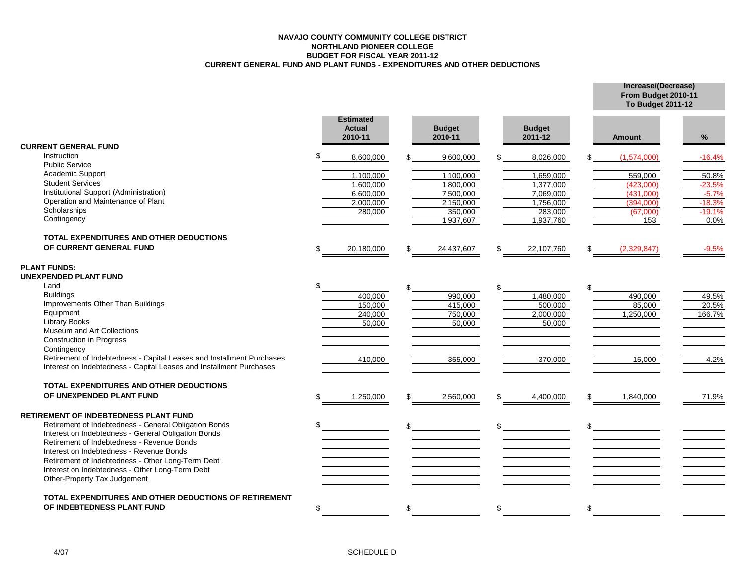**NAVAJO COUNTY COMMUNITY COLLEGE DISTRICT**
**NORTHLAND PIONEER COLLEGE**
**BUDGET FOR FISCAL YEAR 2011-12**
**CURRENT GENERAL FUND AND PLANT FUNDS - EXPENDITURES AND OTHER DEDUCTIONS**

| | Estimated Actual 2010-11 | Budget 2010-11 | Budget 2011-12 | Increase/(Decrease) From Budget 2010-11 To Budget 2011-12 | |
|---|---|---|---|---|---|
| | | | | Amount | % |
| **CURRENT GENERAL FUND** | | | | | |
| Instruction | $ 8,600,000 | $ 9,600,000 | $ 8,026,000 | $ (1,574,000) | -16.4% |
| Public Service | | | | | |
| Academic Support | 1,100,000 | 1,100,000 | 1,659,000 | 559,000 | 50.8% |
| Student Services | 1,600,000 | 1,800,000 | 1,377,000 | (423,000) | -23.5% |
| Institutional Support (Administration) | 6,600,000 | 7,500,000 | 7,069,000 | (431,000) | -5.7% |
| Operation and Maintenance of Plant | 2,000,000 | 2,150,000 | 1,756,000 | (394,000) | -18.3% |
| Scholarships | 280,000 | 350,000 | 283,000 | (67,000) | -19.1% |
| Contingency | | 1,937,607 | 1,937,760 | 153 | 0.0% |
| **TOTAL EXPENDITURES AND OTHER DEDUCTIONS OF CURRENT GENERAL FUND** | $ 20,180,000 | $ 24,437,607 | $ 22,107,760 | $ (2,329,847) | -9.5% |
| **PLANT FUNDS:** | | | | | |
| **UNEXPENDED PLANT FUND** | | | | | |
| Land | $ | $ | $ | $ | |
| Buildings | 400,000 | 990,000 | 1,480,000 | 490,000 | 49.5% |
| Improvements Other Than Buildings | 150,000 | 415,000 | 500,000 | 85,000 | 20.5% |
| Equipment | 240,000 | 750,000 | 2,000,000 | 1,250,000 | 166.7% |
| Library Books | 50,000 | 50,000 | 50,000 | | |
| Museum and Art Collections | | | | | |
| Construction in Progress | | | | | |
| Contingency | | | | | |
| Retirement of Indebtedness - Capital Leases and Installment Purchases | 410,000 | 355,000 | 370,000 | 15,000 | 4.2% |
| Interest on Indebtedness - Capital Leases and Installment Purchases | | | | | |
| **TOTAL EXPENDITURES AND OTHER DEDUCTIONS OF UNEXPENDED PLANT FUND** | $ 1,250,000 | $ 2,560,000 | $ 4,400,000 | $ 1,840,000 | 71.9% |
| **RETIREMENT OF INDEBTEDNESS PLANT FUND** | | | | | |
| Retirement of Indebtedness - General Obligation Bonds | $ | $ | $ | $ | |
| Interest on Indebtedness - General Obligation Bonds | | | | | |
| Retirement of Indebtedness - Revenue Bonds | | | | | |
| Interest on Indebtedness - Revenue Bonds | | | | | |
| Retirement of Indebtedness - Other Long-Term Debt | | | | | |
| Interest on Indebtedness - Other Long-Term Debt | | | | | |
| Other-Property Tax Judgement | | | | | |
| **TOTAL EXPENDITURES AND OTHER DEDUCTIONS OF RETIREMENT OF INDEBTEDNESS PLANT FUND** | $ | $ | $ | $ | |

4/07

SCHEDULE D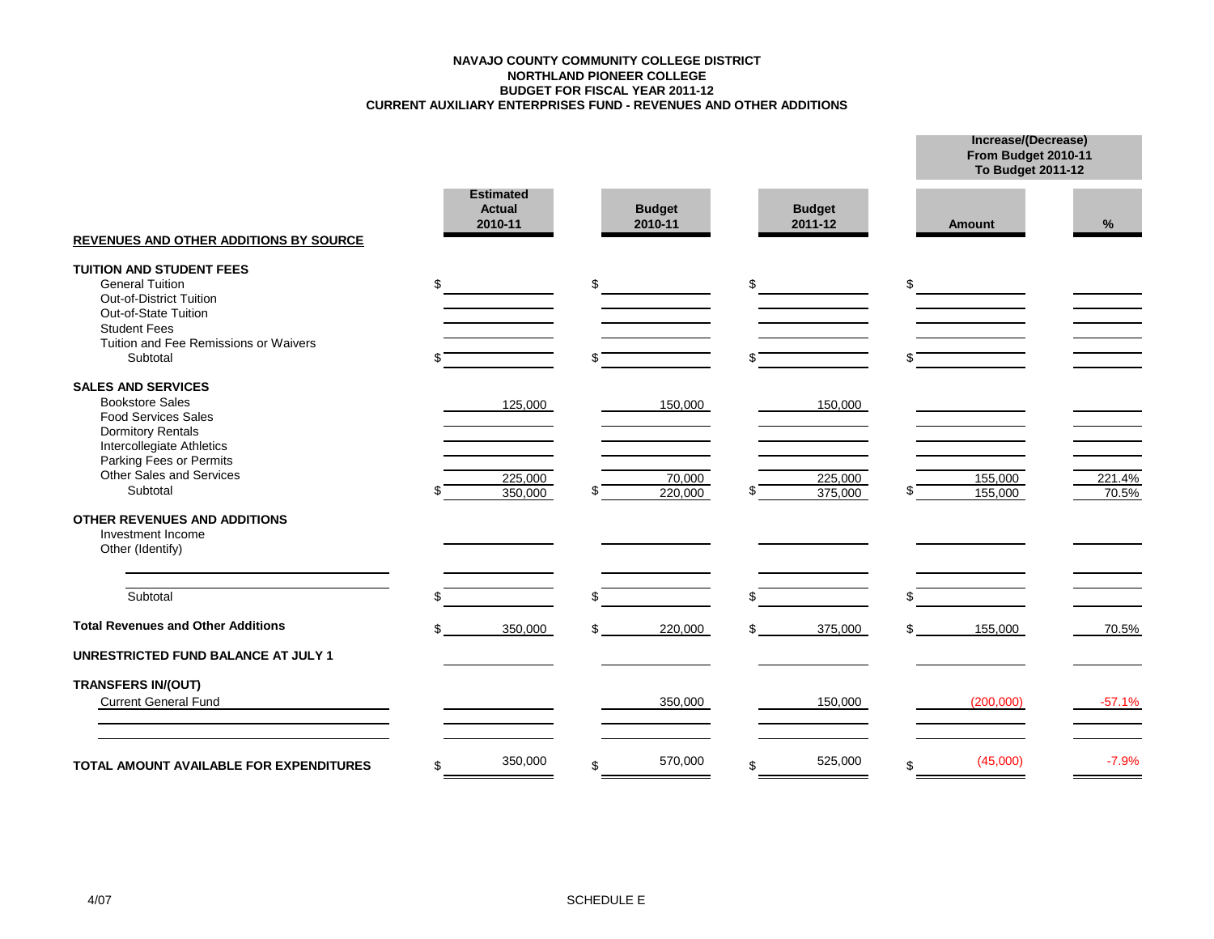**NAVAJO COUNTY COMMUNITY COLLEGE DISTRICT**
**NORTHLAND PIONEER COLLEGE**
**BUDGET FOR FISCAL YEAR 2011-12**
**CURRENT AUXILIARY ENTERPRISES FUND - REVENUES AND OTHER ADDITIONS**

| | | | | Increase/(Decrease) From Budget 2010-11 To Budget 2011-12 | |
|---|---|---|---|---|---|
| **REVENUES AND OTHER ADDITIONS BY SOURCE** | **Estimated Actual 2010-11** | **Budget 2010-11** | **Budget 2011-12** | **Amount** | **%** |
| **TUITION AND STUDENT FEES** | | | | | |
| General Tuition | $ | $ | $ | $ | |
| Out-of-District Tuition | | | | | |
| Out-of-State Tuition | | | | | |
| Student Fees | | | | | |
| Tuition and Fee Remissions or Waivers | | | | | |
| Subtotal | $ | $ | $ | $ | |
| **SALES AND SERVICES** | | | | | |
| Bookstore Sales | 125,000 | 150,000 | 150,000 | | |
| Food Services Sales | | | | | |
| Dormitory Rentals | | | | | |
| Intercollegiate Athletics | | | | | |
| Parking Fees or Permits | | | | | |
| Other Sales and Services | 225,000 | 70,000 | 225,000 | 155,000 | 221.4% |
| Subtotal | $ 350,000 | $ 220,000 | $ 375,000 | $ 155,000 | 70.5% |
| **OTHER REVENUES AND ADDITIONS** | | | | | |
| Investment Income | | | | | |
| Other (Identify) | | | | | |
| Subtotal | $ | $ | $ | $ | |
| **Total Revenues and Other Additions** | $ 350,000 | $ 220,000 | $ 375,000 | $ 155,000 | 70.5% |
| **UNRESTRICTED FUND BALANCE AT JULY 1** | | | | | |
| **TRANSFERS IN/(OUT)** | | | | | |
| Current General Fund | | 350,000 | 150,000 | (200,000) | -57.1% |
| **TOTAL AMOUNT AVAILABLE FOR EXPENDITURES** | $ 350,000 | $ 570,000 | $ 525,000 | $ (45,000) | -7.9% |

4/07

SCHEDULE E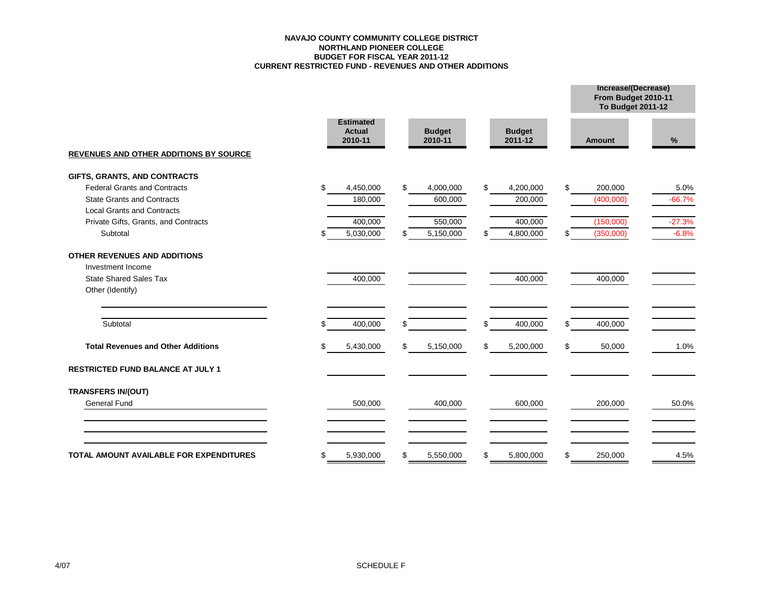**NAVAJO COUNTY COMMUNITY COLLEGE DISTRICT**
**NORTHLAND PIONEER COLLEGE**
**BUDGET FOR FISCAL YEAR 2011-12**
**CURRENT RESTRICTED FUND - REVENUES AND OTHER ADDITIONS**

| | Estimated Actual 2010-11 | Budget 2010-11 | Budget 2011-12 | Increase/(Decrease) From Budget 2010-11 To Budget 2011-12 | |
|---|---|---|---|---|---|
| | | | | Amount | % |
| **REVENUES AND OTHER ADDITIONS BY SOURCE** | | | | | |
| **GIFTS, GRANTS, AND CONTRACTS** | | | | | |
| Federal Grants and Contracts | $ 4,450,000 | $ 4,000,000 | $ 4,200,000 | $ 200,000 | 5.0% |
| State Grants and Contracts | 180,000 | 600,000 | 200,000 | (400,000) | -66.7% |
| Local Grants and Contracts | | | | | |
| Private Gifts, Grants, and Contracts | 400,000 | 550,000 | 400,000 | (150,000) | -27.3% |
| Subtotal | $ 5,030,000 | $ 5,150,000 | $ 4,800,000 | $ (350,000) | -6.8% |
| **OTHER REVENUES AND ADDITIONS** | | | | | |
| Investment Income | | | | | |
| State Shared Sales Tax | 400,000 | | 400,000 | 400,000 | |
| Other (Identify) | | | | | |
| Subtotal | $ 400,000 | $ | $ 400,000 | $ 400,000 | |
| **Total Revenues and Other Additions** | $ 5,430,000 | $ 5,150,000 | $ 5,200,000 | $ 50,000 | 1.0% |
| **RESTRICTED FUND BALANCE AT JULY 1** | | | | | |
| **TRANSFERS IN/(OUT)** | | | | | |
| General Fund | 500,000 | 400,000 | 600,000 | 200,000 | 50.0% |
| **TOTAL AMOUNT AVAILABLE FOR EXPENDITURES** | $ 5,930,000 | $ 5,550,000 | $ 5,800,000 | $ 250,000 | 4.5% |

4/07

SCHEDULE F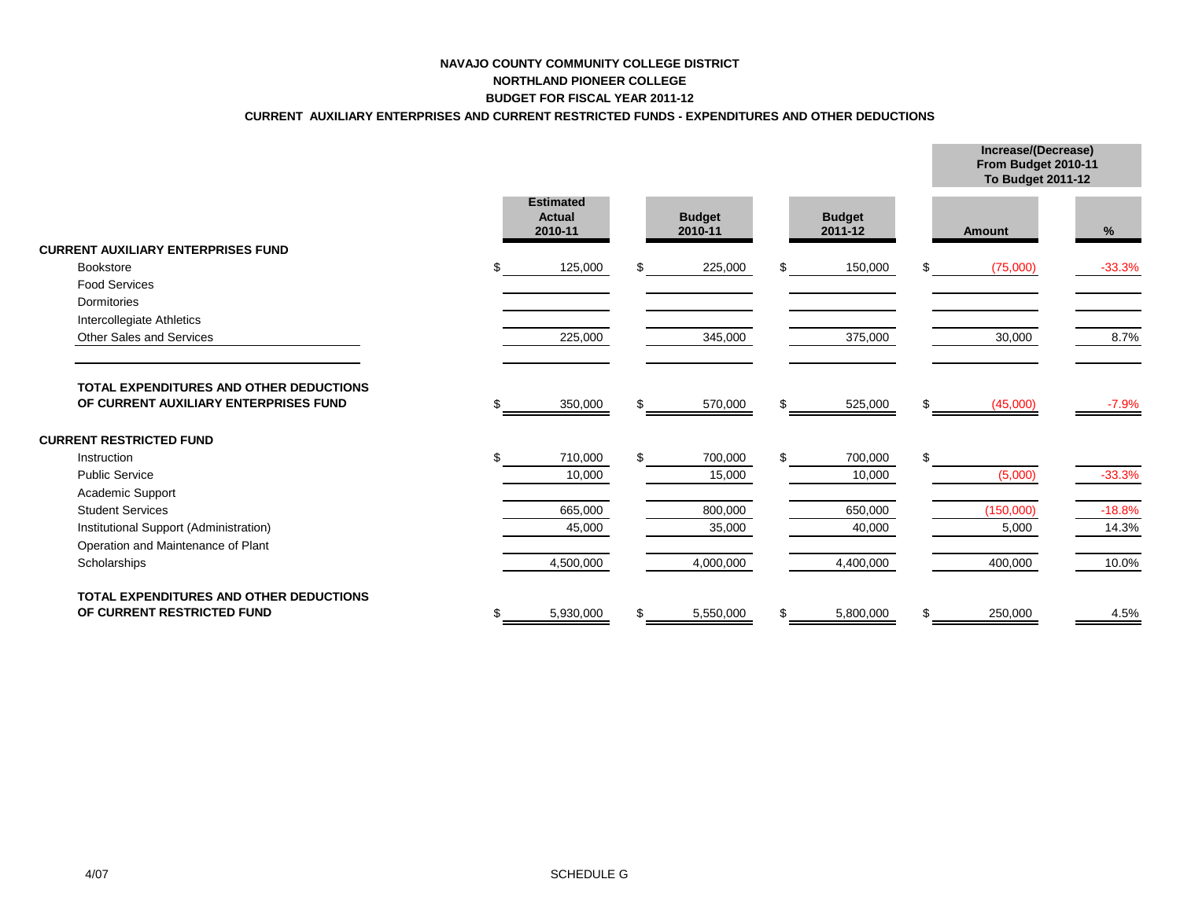**NAVAJO COUNTY COMMUNITY COLLEGE DISTRICT**

**NORTHLAND PIONEER COLLEGE**

**BUDGET FOR FISCAL YEAR 2011-12**

**CURRENT AUXILIARY ENTERPRISES AND CURRENT RESTRICTED FUNDS - EXPENDITURES AND OTHER DEDUCTIONS**

| | Estimated Actual 2010-11 | Budget 2010-11 | Budget 2011-12 | Increase/(Decrease) From Budget 2010-11 To Budget 2011-12 | |
|---|---|---|---|---|---|
| | | | | Amount | % |
| **CURRENT AUXILIARY ENTERPRISES FUND** | | | | | |
| Bookstore | $ 125,000 | $ 225,000 | $ 150,000 | $ (75,000) | -33.3% |
| Food Services | | | | | |
| Dormitories | | | | | |
| Intercollegiate Athletics | | | | | |
| Other Sales and Services | 225,000 | 345,000 | 375,000 | 30,000 | 8.7% |
| | | | | | |
| **TOTAL EXPENDITURES AND OTHER DEDUCTIONS OF CURRENT AUXILIARY ENTERPRISES FUND** | $ 350,000 | $ 570,000 | $ 525,000 | $ (45,000) | -7.9% |
| **CURRENT RESTRICTED FUND** | | | | | |
| Instruction | $ 710,000 | $ 700,000 | $ 700,000 | $ | |
| Public Service | 10,000 | 15,000 | 10,000 | (5,000) | -33.3% |
| Academic Support | | | | | |
| Student Services | 665,000 | 800,000 | 650,000 | (150,000) | -18.8% |
| Institutional Support (Administration) | 45,000 | 35,000 | 40,000 | 5,000 | 14.3% |
| Operation and Maintenance of Plant | | | | | |
| Scholarships | 4,500,000 | 4,000,000 | 4,400,000 | 400,000 | 10.0% |
| **TOTAL EXPENDITURES AND OTHER DEDUCTIONS OF CURRENT RESTRICTED FUND** | $ 5,930,000 | $ 5,550,000 | $ 5,800,000 | $ 250,000 | 4.5% |

4/07

SCHEDULE G